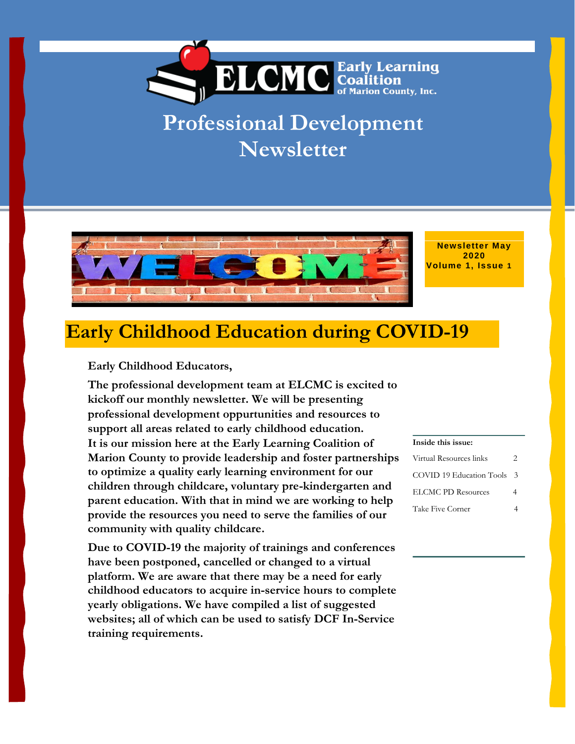ELCMC Early Learning Coalition of Marion County, Inc.

# Professional Development Newsletter

WELCOME

**Newsletter May 2020**
**Volume 1, Issue 1**

## Early Childhood Education during COVID-19

**Early Childhood Educators,**

**The professional development team at ELCMC is excited to kickoff our monthly newsletter. We will be presenting professional development oppurtunities and resources to support all areas related to early childhood education. It is our mission here at the Early Learning Coalition of Marion County to provide leadership and foster partnerships to optimize a quality early learning environment for our children through childcare, voluntary pre-kindergarten and parent education. With that in mind we are working to help provide the resources you need to serve the families of our community with quality childcare.**

**Due to COVID-19 the majority of trainings and conferences have been postponed, cancelled or changed to a virtual platform. We are aware that there may be a need for early childhood educators to acquire in-service hours to complete yearly obligations. We have compiled a list of suggested websites; all of which can be used to satisfy DCF In-Service training requirements.**

**Inside this issue:**

| | |
|---|---|
| Virtual Resources links | 2 |
| COVID 19 Education Tools | 3 |
| ELCMC PD Resources | 4 |
| Take Five Corner | 4 |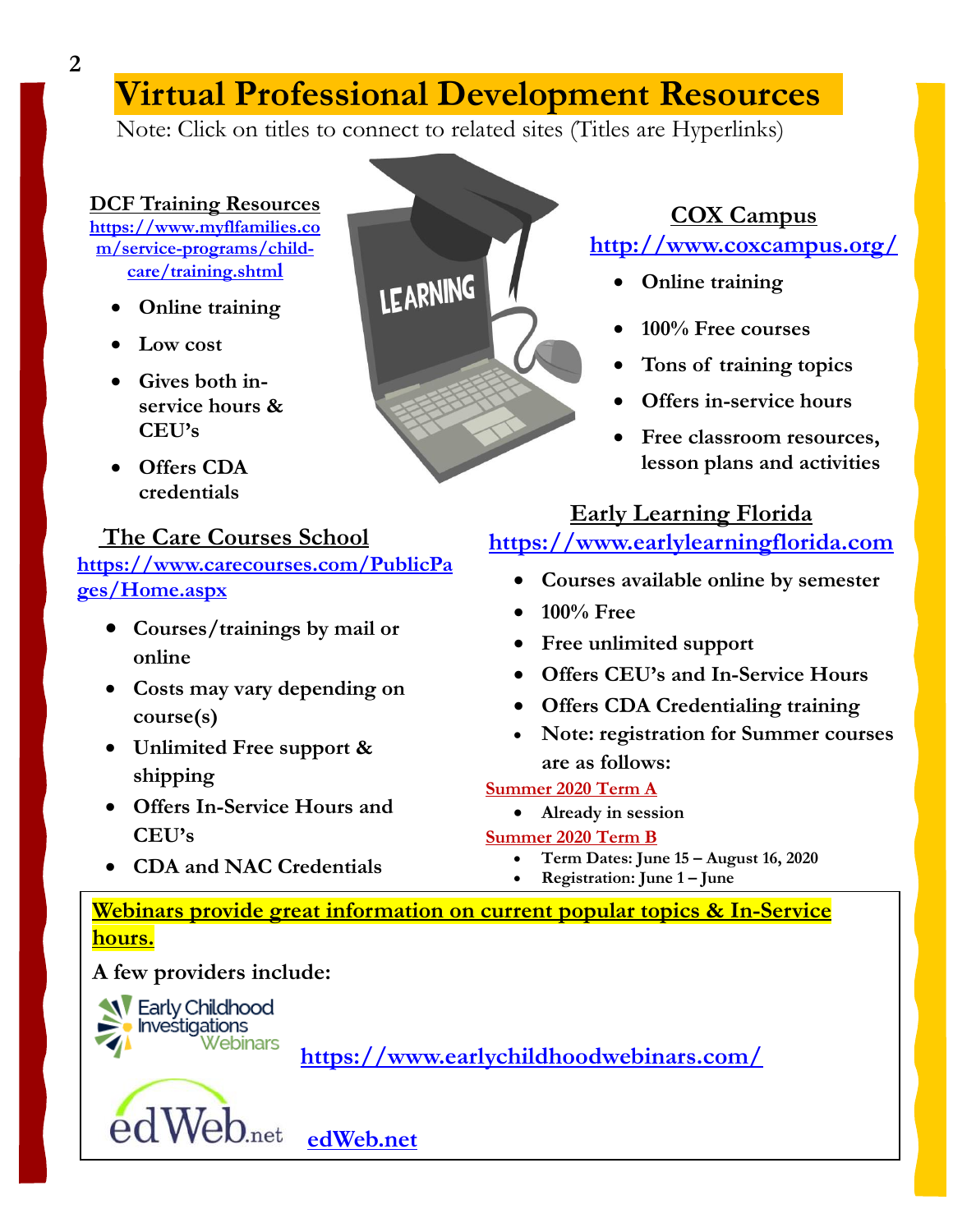# Virtual Professional Development Resources

Note: Click on titles to connect to related sites (Titles are Hyperlinks)

### DCF Training Resources

https://www.myflfamilies.com/service-programs/child-care/training.shtml

- **Online training**
- **Low cost**
- **Gives both in-service hours & CEU's**
- **Offers CDA credentials**

### The Care Courses School

https://www.carecourses.com/PublicPages/Home.aspx

- **Courses/trainings by mail or online**
- **Costs may vary depending on course(s)**
- **Unlimited Free support & shipping**
- **Offers In-Service Hours and CEU's**
- **CDA and NAC Credentials**

### COX Campus

http://www.coxcampus.org/

- **Online training**
- **100% Free courses**
- **Tons of training topics**
- **Offers in-service hours**
- **Free classroom resources, lesson plans and activities**

### Early Learning Florida

https://www.earlylearningflorida.com

- **Courses available online by semester**
- **100% Free**
- **Free unlimited support**
- **Offers CEU's and In-Service Hours**
- **Offers CDA Credentialing training**
- **Note: registration for Summer courses are as follows:**

**Summer 2020 Term A**

- **Already in session**

**Summer 2020 Term B**

- **Term Dates: June 15 – August 16, 2020**
- **Registration: June 1 – June**

---

**Webinars provide great information on current popular topics & In-Service hours.**

**A few providers include:**

Early Childhood Investigations Webinars — https://www.earlychildhoodwebinars.com/

edWeb.net — edWeb.net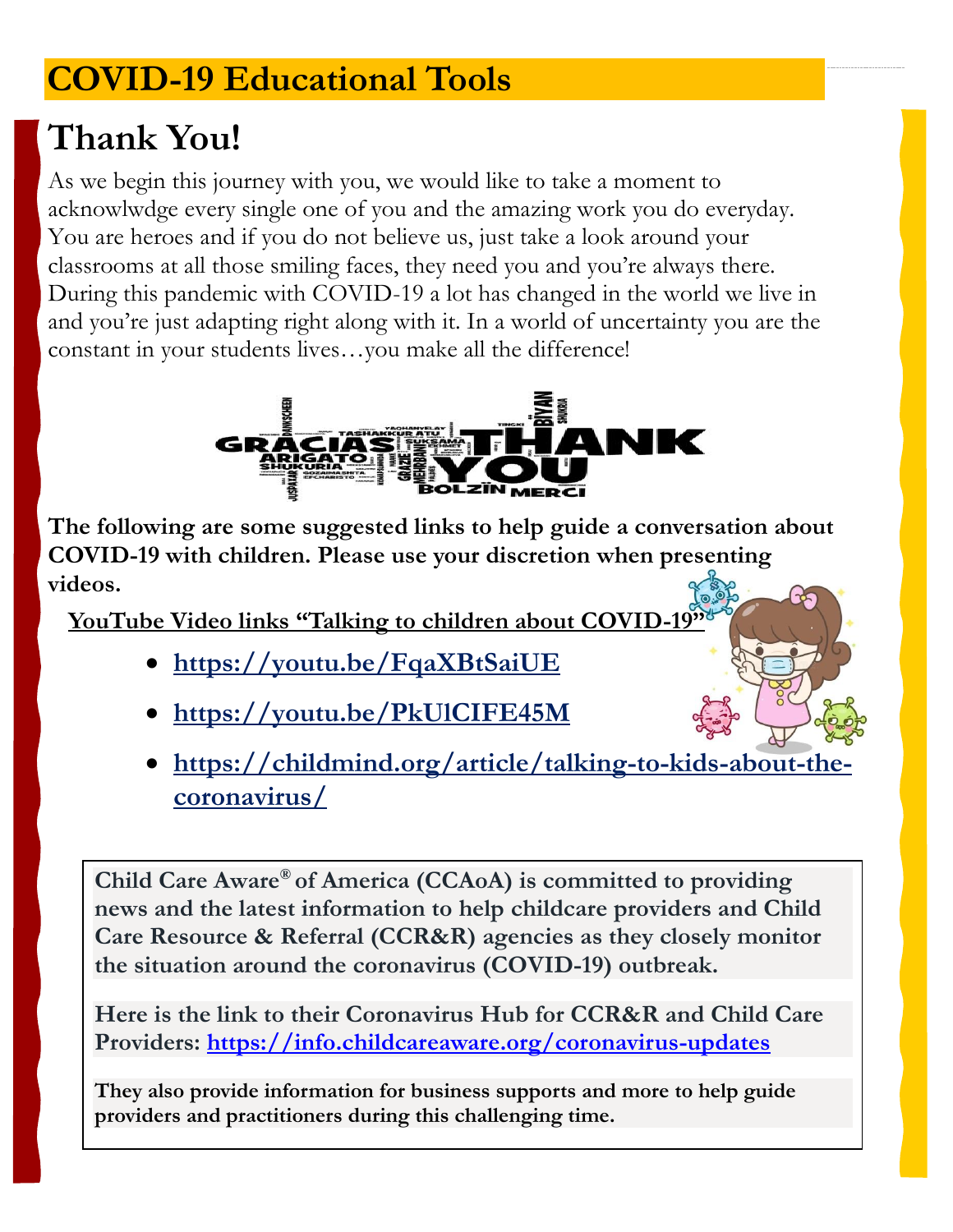# COVID-19 Educational Tools

## Thank You!

As we begin this journey with you, we would like to take a moment to acknowlwdge every single one of you and the amazing work you do everyday. You are heroes and if you do not believe us, just take a look around your classrooms at all those smiling faces, they need you and you're always there. During this pandemic with COVID-19 a lot has changed in the world we live in and you're just adapting right along with it. In a world of uncertainty you are the constant in your students lives…you make all the difference!

**The following are some suggested links to help guide a conversation about COVID-19 with children. Please use your discretion when presenting videos.**

**YouTube Video links "Talking to children about COVID-19"**

- **https://youtu.be/FqaXBtSaiUE**
- **https://youtu.be/PkUlCIFE45M**
- **https://childmind.org/article/talking-to-kids-about-the-coronavirus/**

**Child Care Aware® of America (CCAoA) is committed to providing news and the latest information to help childcare providers and Child Care Resource & Referral (CCR&R) agencies as they closely monitor the situation around the coronavirus (COVID-19) outbreak.**

**Here is the link to their Coronavirus Hub for CCR&R and Child Care Providers: https://info.childcareaware.org/coronavirus-updates**

**They also provide information for business supports and more to help guide providers and practitioners during this challenging time.**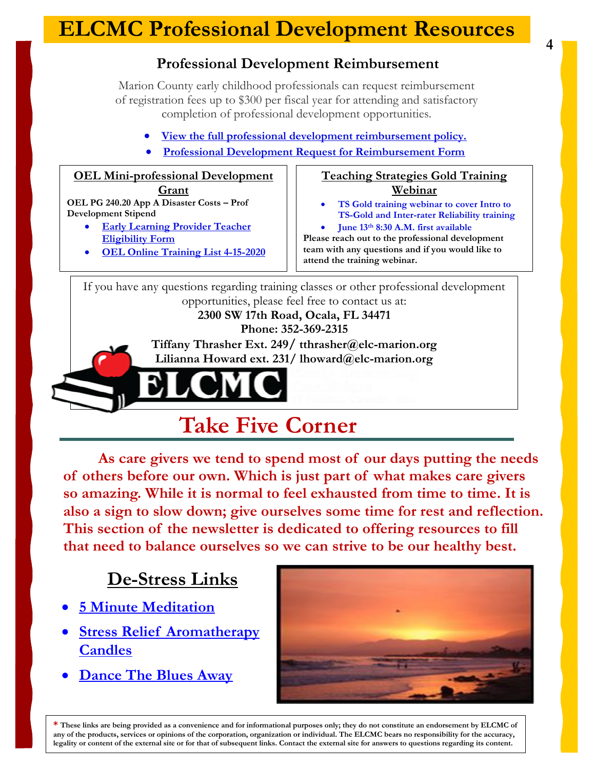# ELCMC Professional Development Resources

## Professional Development Reimbursement

Marion County early childhood professionals can request reimbursement of registration fees up to $300 per fiscal year for attending and satisfactory completion of professional development opportunities.

- View the full professional development reimbursement policy.
- Professional Development Request for Reimbursement Form

### OEL Mini-professional Development Grant

**OEL PG 240.20 App A Disaster Costs – Prof Development Stipend**

- Early Learning Provider Teacher Eligibility Form
- OEL Online Training List 4-15-2020

### Teaching Strategies Gold Training Webinar

- **TS Gold training webinar to cover Intro to TS-Gold and Inter-rater Reliability training**
- **June 13th 8:30 A.M. first available**

**Please reach out to the professional development team with any questions and if you would like to attend the training webinar.**

If you have any questions regarding training classes or other professional development opportunities, please feel free to contact us at:

**2300 SW 17th Road, Ocala, FL 34471**
**Phone: 352-369-2315**
**Tiffany Thrasher Ext. 249/ tthrasher@elc-marion.org**
**Lilianna Howard ext. 231/ lhoward@elc-marion.org**

ELCMC Early Learning Coalition of Marion County, Inc.

# Take Five Corner

**As care givers we tend to spend most of our days putting the needs of others before our own. Which is just part of what makes care givers so amazing. While it is normal to feel exhausted from time to time. It is also a sign to slow down; give ourselves some time for rest and reflection. This section of the newsletter is dedicated to offering resources to fill that need to balance ourselves so we can strive to be our healthy best.**

## De-Stress Links

- 5 Minute Meditation
- Stress Relief Aromatherapy Candles
- Dance The Blues Away

**\* These links are being provided as a convenience and for informational purposes only; they do not constitute an endorsement by ELCMC of any of the products, services or opinions of the corporation, organization or individual. The ELCMC bears no responsibility for the accuracy, legality or content of the external site or for that of subsequent links. Contact the external site for answers to questions regarding its content.**